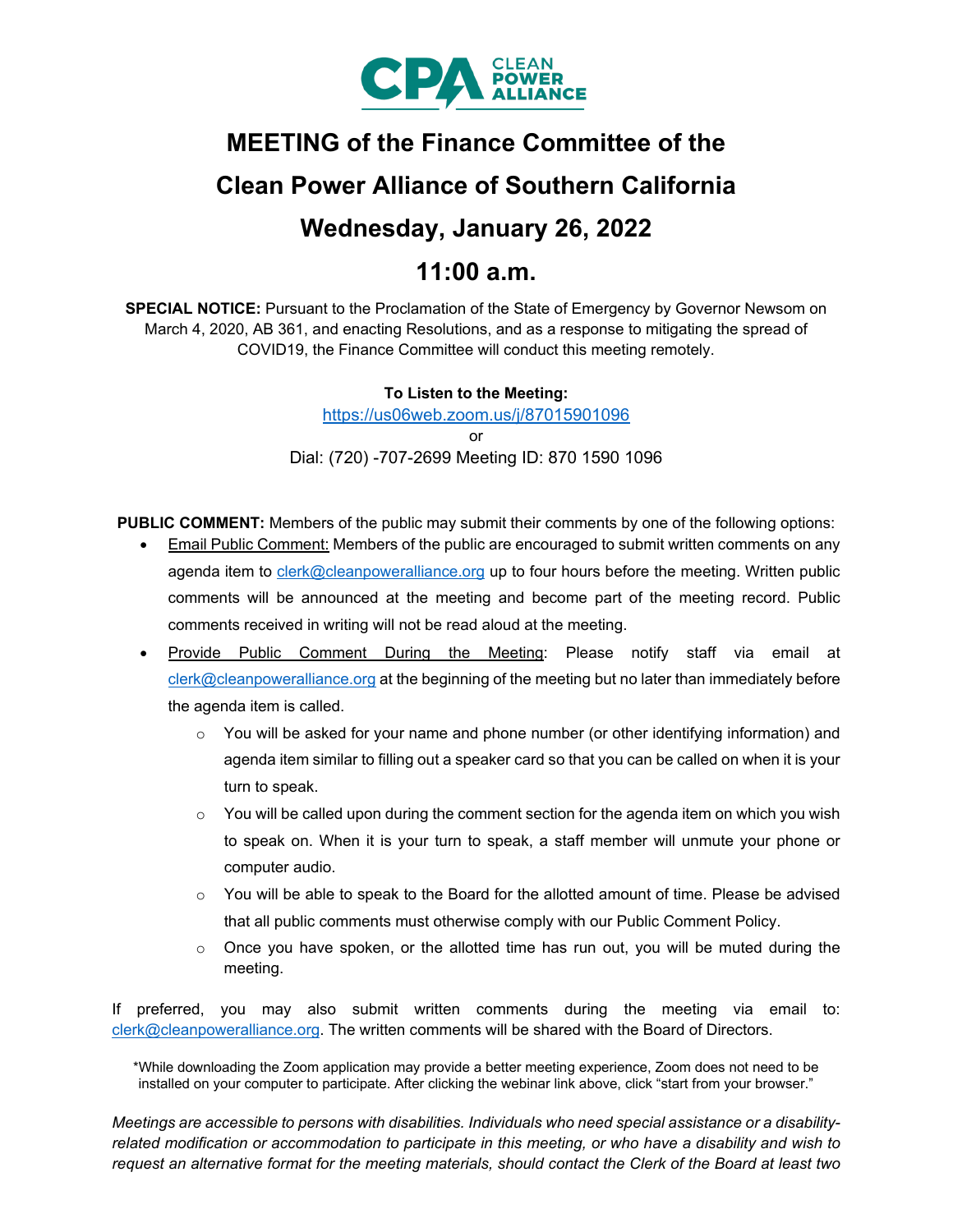# MEETING of the Finance Committee of the Clean Power Alliance of Southern California

## Wednesday, January 26, 2022

## 11:00 a.m.

**SPECIAL NOTICE:** Pursuant to the Proclamation of the State of Emergency by Governor Newsom on March 4, 2020, AB 361, and enacting Resolutions, and as a response to mitigating the spread of COVID19, the Finance Committee will conduct this meeting remotely.

**To Listen to the Meeting:**

https://us06web.zoom.us/j/87015901096

or

Dial: (720) -707-2699 Meeting ID: 870 1590 1096

**PUBLIC COMMENT:** Members of the public may submit their comments by one of the following options:

- Email Public Comment: Members of the public are encouraged to submit written comments on any agenda item to clerk@cleanpoweralliance.org up to four hours before the meeting. Written public comments will be announced at the meeting and become part of the meeting record. Public comments received in writing will not be read aloud at the meeting.
- Provide Public Comment During the Meeting: Please notify staff via email at clerk@cleanpoweralliance.org at the beginning of the meeting but no later than immediately before the agenda item is called.
  - You will be asked for your name and phone number (or other identifying information) and agenda item similar to filling out a speaker card so that you can be called on when it is your turn to speak.
  - You will be called upon during the comment section for the agenda item on which you wish to speak on. When it is your turn to speak, a staff member will unmute your phone or computer audio.
  - You will be able to speak to the Board for the allotted amount of time. Please be advised that all public comments must otherwise comply with our Public Comment Policy.
  - Once you have spoken, or the allotted time has run out, you will be muted during the meeting.

If preferred, you may also submit written comments during the meeting via email to: clerk@cleanpoweralliance.org. The written comments will be shared with the Board of Directors.

*While downloading the Zoom application may provide a better meeting experience, Zoom does not need to be installed on your computer to participate. After clicking the webinar link above, click "start from your browser."

*Meetings are accessible to persons with disabilities. Individuals who need special assistance or a disability-related modification or accommodation to participate in this meeting, or who have a disability and wish to request an alternative format for the meeting materials, should contact the Clerk of the Board at least two*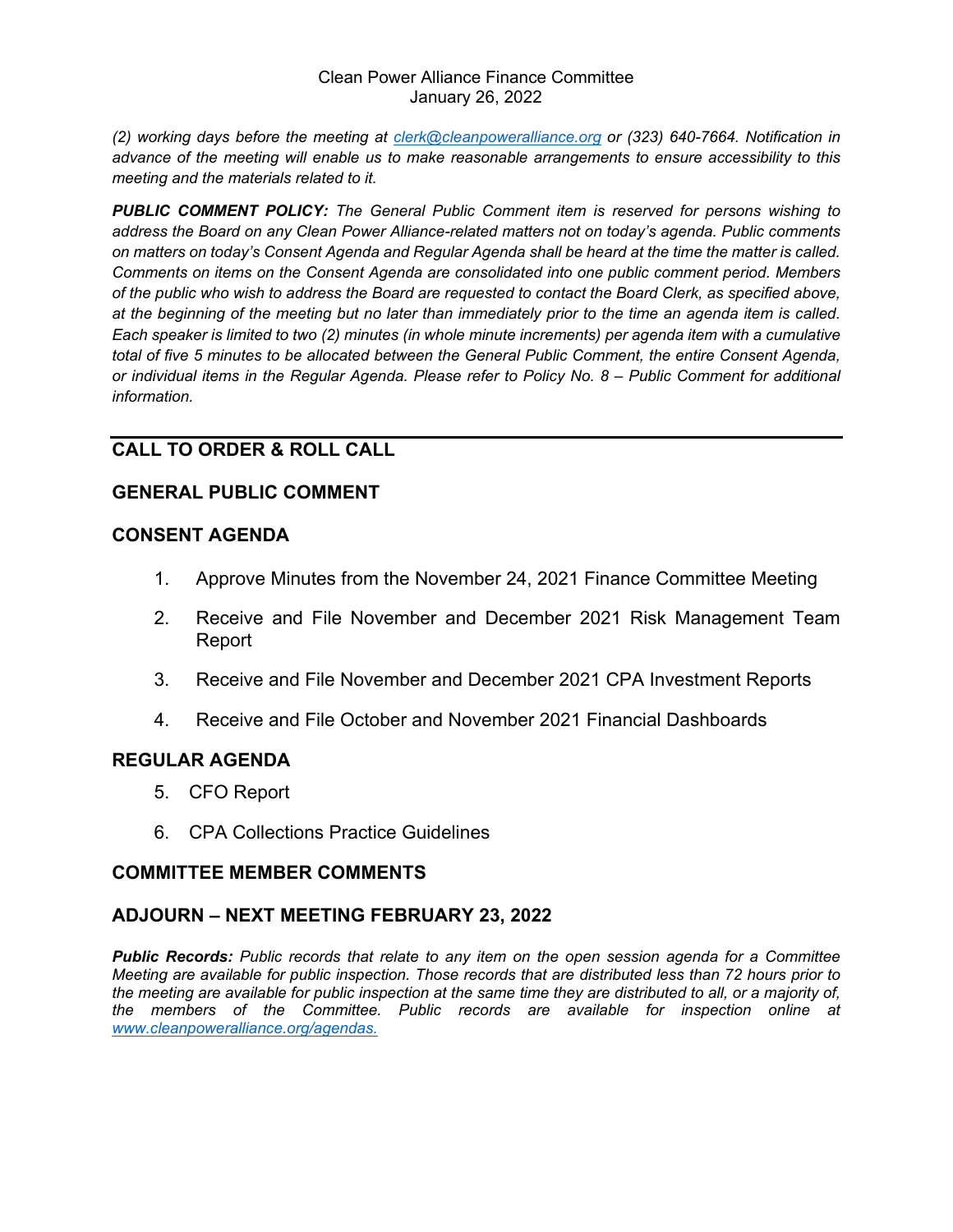*(2) working days before the meeting at [clerk@cleanpoweralliance.org](mailto:clerk@cleanpoweralliance.org) or (323) 640-7664. Notification in advance of the meeting will enable us to make reasonable arrangements to ensure accessibility to this meeting and the materials related to it.*

***PUBLIC COMMENT POLICY:*** *The General Public Comment item is reserved for persons wishing to address the Board on any Clean Power Alliance-related matters not on today's agenda. Public comments on matters on today's Consent Agenda and Regular Agenda shall be heard at the time the matter is called. Comments on items on the Consent Agenda are consolidated into one public comment period. Members of the public who wish to address the Board are requested to contact the Board Clerk, as specified above, at the beginning of the meeting but no later than immediately prior to the time an agenda item is called. Each speaker is limited to two (2) minutes (in whole minute increments) per agenda item with a cumulative total of five 5 minutes to be allocated between the General Public Comment, the entire Consent Agenda, or individual items in the Regular Agenda. Please refer to Policy No. 8 – Public Comment for additional information.*

## CALL TO ORDER & ROLL CALL

## GENERAL PUBLIC COMMENT

## CONSENT AGENDA

1. Approve Minutes from the November 24, 2021 Finance Committee Meeting
2. Receive and File November and December 2021 Risk Management Team Report
3. Receive and File November and December 2021 CPA Investment Reports
4. Receive and File October and November 2021 Financial Dashboards

## REGULAR AGENDA

5. CFO Report
6. CPA Collections Practice Guidelines

## COMMITTEE MEMBER COMMENTS

## ADJOURN – NEXT MEETING FEBRUARY 23, 2022

***Public Records:*** *Public records that relate to any item on the open session agenda for a Committee Meeting are available for public inspection. Those records that are distributed less than 72 hours prior to the meeting are available for public inspection at the same time they are distributed to all, or a majority of, the members of the Committee. Public records are available for inspection online at [www.cleanpoweralliance.org/agendas.](http://www.cleanpoweralliance.org/agendas)*